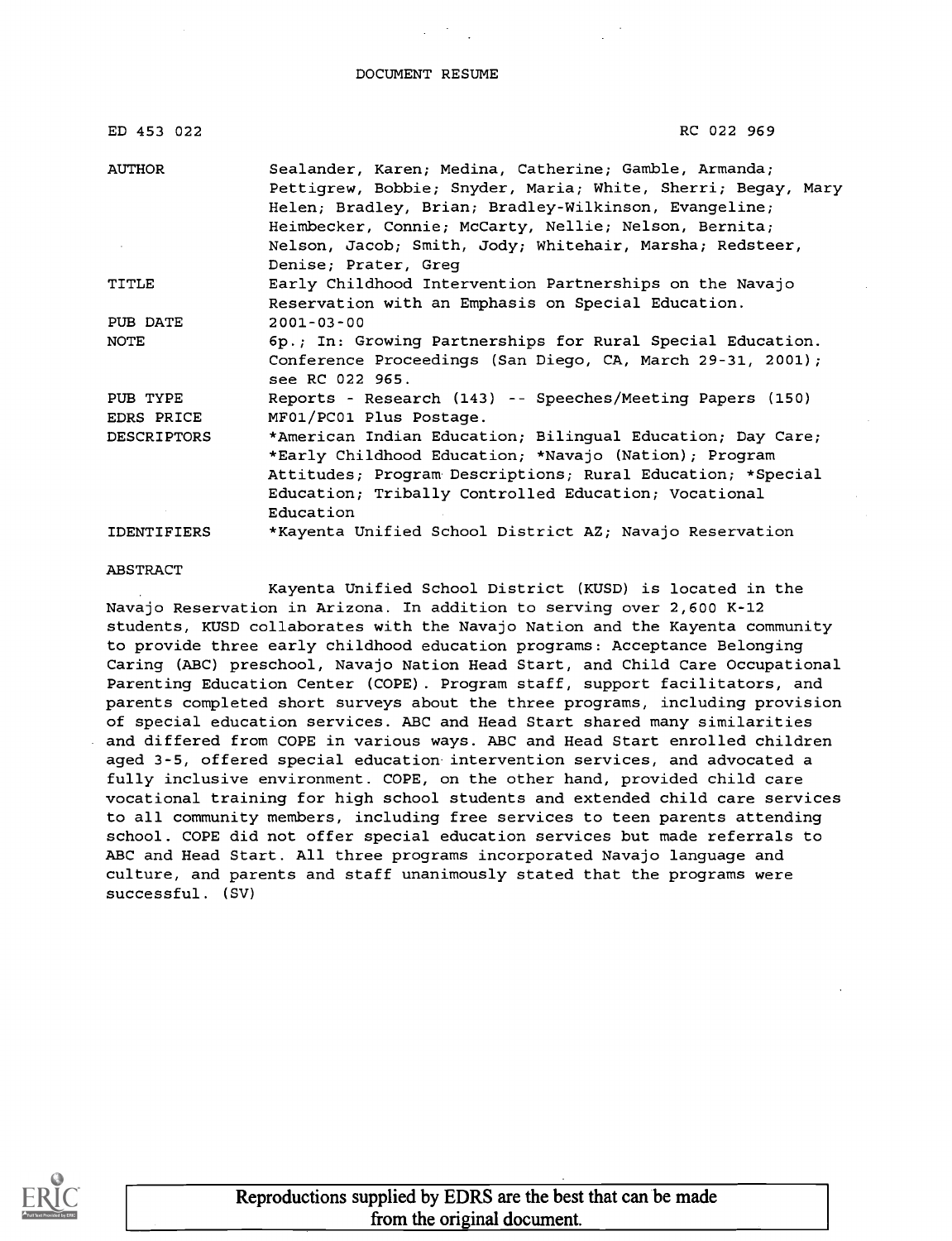DOCUMENT RESUME

| | |
|---|---|
| ED 453 022 | RC 022 969 |
| AUTHOR | Sealander, Karen; Medina, Catherine; Gamble, Armanda; Pettigrew, Bobbie; Snyder, Maria; White, Sherri; Begay, Mary Helen; Bradley, Brian; Bradley-Wilkinson, Evangeline; Heimbecker, Connie; McCarty, Nellie; Nelson, Bernita; Nelson, Jacob; Smith, Jody; Whitehair, Marsha; Redsteer, Denise; Prater, Greg |
| TITLE | Early Childhood Intervention Partnerships on the Navajo Reservation with an Emphasis on Special Education. |
| PUB DATE | 2001-03-00 |
| NOTE | 6p.; In: Growing Partnerships for Rural Special Education. Conference Proceedings (San Diego, CA, March 29-31, 2001); see RC 022 965. |
| PUB TYPE | Reports - Research (143) -- Speeches/Meeting Papers (150) |
| EDRS PRICE | MF01/PC01 Plus Postage. |
| DESCRIPTORS | *American Indian Education; Bilingual Education; Day Care; *Early Childhood Education; *Navajo (Nation); Program Attitudes; Program Descriptions; Rural Education; *Special Education; Tribally Controlled Education; Vocational Education |
| IDENTIFIERS | *Kayenta Unified School District AZ; Navajo Reservation |

ABSTRACT

Kayenta Unified School District (KUSD) is located in the Navajo Reservation in Arizona. In addition to serving over 2,600 K-12 students, KUSD collaborates with the Navajo Nation and the Kayenta community to provide three early childhood education programs: Acceptance Belonging Caring (ABC) preschool, Navajo Nation Head Start, and Child Care Occupational Parenting Education Center (COPE). Program staff, support facilitators, and parents completed short surveys about the three programs, including provision of special education services. ABC and Head Start shared many similarities and differed from COPE in various ways. ABC and Head Start enrolled children aged 3-5, offered special education intervention services, and advocated a fully inclusive environment. COPE, on the other hand, provided child care vocational training for high school students and extended child care services to all community members, including free services to teen parents attending school. COPE did not offer special education services but made referrals to ABC and Head Start. All three programs incorporated Navajo language and culture, and parents and staff unanimously stated that the programs were successful. (SV)

Reproductions supplied by EDRS are the best that can be made from the original document.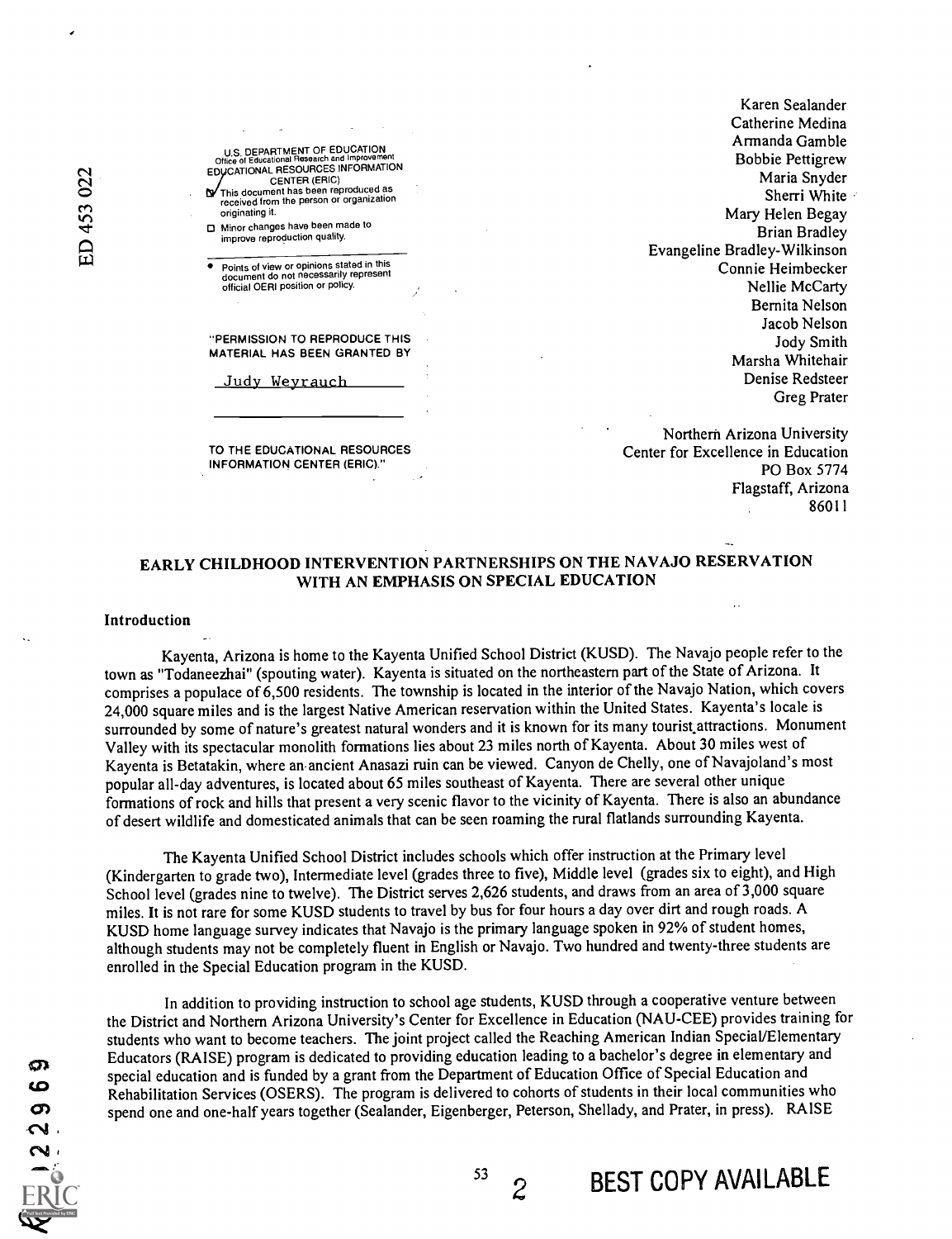Karen Sealander
Catherine Medina
Armanda Gamble
Bobbie Pettigrew
Maria Snyder
Sherri White
Mary Helen Begay
Brian Bradley
Evangeline Bradley-Wilkinson
Connie Heimbecker
Nellie McCarty
Bernita Nelson
Jacob Nelson
Jody Smith
Marsha Whitehair
Denise Redsteer
Greg Prater

Northern Arizona University
Center for Excellence in Education
PO Box 5774
Flagstaff, Arizona
86011

# EARLY CHILDHOOD INTERVENTION PARTNERSHIPS ON THE NAVAJO RESERVATION WITH AN EMPHASIS ON SPECIAL EDUCATION

## Introduction

Kayenta, Arizona is home to the Kayenta Unified School District (KUSD). The Navajo people refer to the town as "Todaneezhai" (spouting water). Kayenta is situated on the northeastern part of the State of Arizona. It comprises a populace of 6,500 residents. The township is located in the interior of the Navajo Nation, which covers 24,000 square miles and is the largest Native American reservation within the United States. Kayenta's locale is surrounded by some of nature's greatest natural wonders and it is known for its many tourist attractions. Monument Valley with its spectacular monolith formations lies about 23 miles north of Kayenta. About 30 miles west of Kayenta is Betatakin, where an ancient Anasazi ruin can be viewed. Canyon de Chelly, one of Navajoland's most popular all-day adventures, is located about 65 miles southeast of Kayenta. There are several other unique formations of rock and hills that present a very scenic flavor to the vicinity of Kayenta. There is also an abundance of desert wildlife and domesticated animals that can be seen roaming the rural flatlands surrounding Kayenta.

The Kayenta Unified School District includes schools which offer instruction at the Primary level (Kindergarten to grade two), Intermediate level (grades three to five), Middle level (grades six to eight), and High School level (grades nine to twelve). The District serves 2,626 students, and draws from an area of 3,000 square miles. It is not rare for some KUSD students to travel by bus for four hours a day over dirt and rough roads. A KUSD home language survey indicates that Navajo is the primary language spoken in 92% of student homes, although students may not be completely fluent in English or Navajo. Two hundred and twenty-three students are enrolled in the Special Education program in the KUSD.

In addition to providing instruction to school age students, KUSD through a cooperative venture between the District and Northern Arizona University's Center for Excellence in Education (NAU-CEE) provides training for students who want to become teachers. The joint project called the Reaching American Indian Special/Elementary Educators (RAISE) program is dedicated to providing education leading to a bachelor's degree in elementary and special education and is funded by a grant from the Department of Education Office of Special Education and Rehabilitation Services (OSERS). The program is delivered to cohorts of students in their local communities who spend one and one-half years together (Sealander, Eigenberger, Peterson, Shellady, and Prater, in press). RAISE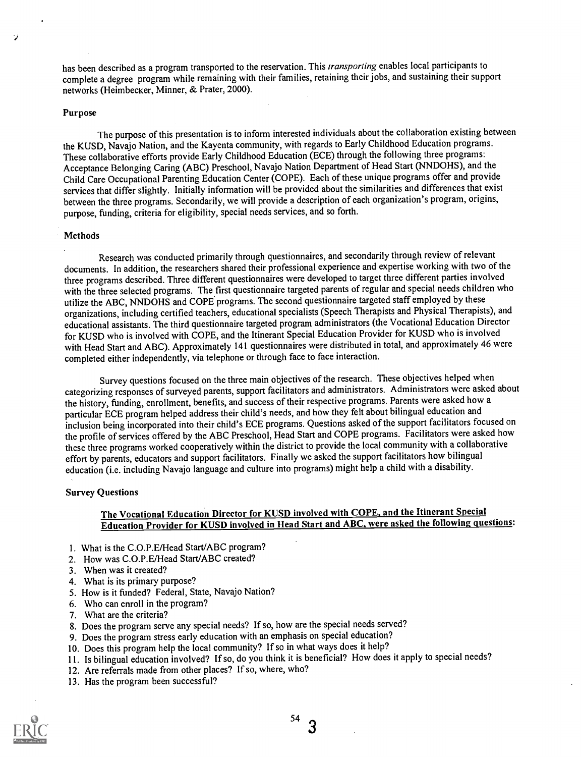has been described as a program transported to the reservation. This *transporting* enables local participants to complete a degree program while remaining with their families, retaining their jobs, and sustaining their support networks (Heimbecker, Minner, & Prater, 2000).

### Purpose

The purpose of this presentation is to inform interested individuals about the collaboration existing between the KUSD, Navajo Nation, and the Kayenta community, with regards to Early Childhood Education programs. These collaborative efforts provide Early Childhood Education (ECE) through the following three programs: Acceptance Belonging Caring (ABC) Preschool, Navajo Nation Department of Head Start (NNDOHS), and the Child Care Occupational Parenting Education Center (COPE). Each of these unique programs offer and provide services that differ slightly. Initially information will be provided about the similarities and differences that exist between the three programs. Secondarily, we will provide a description of each organization's program, origins, purpose, funding, criteria for eligibility, special needs services, and so forth.

### Methods

Research was conducted primarily through questionnaires, and secondarily through review of relevant documents. In addition, the researchers shared their professional experience and expertise working with two of the three programs described. Three different questionnaires were developed to target three different parties involved with the three selected programs. The first questionnaire targeted parents of regular and special needs children who utilize the ABC, NNDOHS and COPE programs. The second questionnaire targeted staff employed by these organizations, including certified teachers, educational specialists (Speech Therapists and Physical Therapists), and educational assistants. The third questionnaire targeted program administrators (the Vocational Education Director for KUSD who is involved with COPE, and the Itinerant Special Education Provider for KUSD who is involved with Head Start and ABC). Approximately 141 questionnaires were distributed in total, and approximately 46 were completed either independently, via telephone or through face to face interaction.

Survey questions focused on the three main objectives of the research. These objectives helped when categorizing responses of surveyed parents, support facilitators and administrators. Administrators were asked about the history, funding, enrollment, benefits, and success of their respective programs. Parents were asked how a particular ECE program helped address their child's needs, and how they felt about bilingual education and inclusion being incorporated into their child's ECE programs. Questions asked of the support facilitators focused on the profile of services offered by the ABC Preschool, Head Start and COPE programs. Facilitators were asked how these three programs worked cooperatively within the district to provide the local community with a collaborative effort by parents, educators and support facilitators. Finally we asked the support facilitators how bilingual education (i.e. including Navajo language and culture into programs) might help a child with a disability.

### Survey Questions

**The Vocational Education Director for KUSD involved with COPE, and the Itinerant Special Education Provider for KUSD involved in Head Start and ABC, were asked the following questions:**

1. What is the C.O.P.E/Head Start/ABC program?
2. How was C.O.P.E/Head Start/ABC created?
3. When was it created?
4. What is its primary purpose?
5. How is it funded? Federal, State, Navajo Nation?
6. Who can enroll in the program?
7. What are the criteria?
8. Does the program serve any special needs? If so, how are the special needs served?
9. Does the program stress early education with an emphasis on special education?
10. Does this program help the local community? If so in what ways does it help?
11. Is bilingual education involved? If so, do you think it is beneficial? How does it apply to special needs?
12. Are referrals made from other places? If so, where, who?
13. Has the program been successful?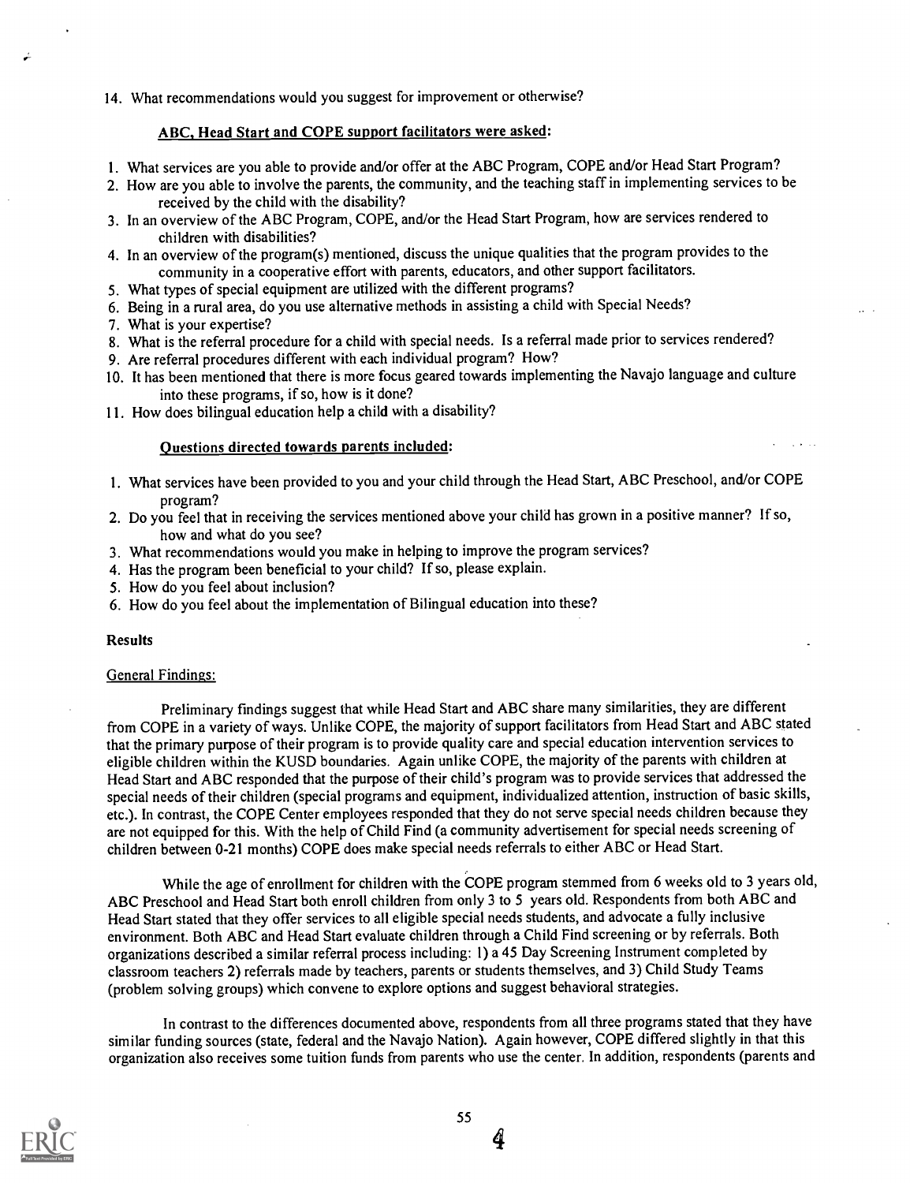14. What recommendations would you suggest for improvement or otherwise?

**ABC, Head Start and COPE support facilitators were asked:**

1. What services are you able to provide and/or offer at the ABC Program, COPE and/or Head Start Program?
2. How are you able to involve the parents, the community, and the teaching staff in implementing services to be received by the child with the disability?
3. In an overview of the ABC Program, COPE, and/or the Head Start Program, how are services rendered to children with disabilities?
4. In an overview of the program(s) mentioned, discuss the unique qualities that the program provides to the community in a cooperative effort with parents, educators, and other support facilitators.
5. What types of special equipment are utilized with the different programs?
6. Being in a rural area, do you use alternative methods in assisting a child with Special Needs?
7. What is your expertise?
8. What is the referral procedure for a child with special needs. Is a referral made prior to services rendered?
9. Are referral procedures different with each individual program? How?
10. It has been mentioned that there is more focus geared towards implementing the Navajo language and culture into these programs, if so, how is it done?
11. How does bilingual education help a child with a disability?

**Questions directed towards parents included:**

1. What services have been provided to you and your child through the Head Start, ABC Preschool, and/or COPE program?
2. Do you feel that in receiving the services mentioned above your child has grown in a positive manner? If so, how and what do you see?
3. What recommendations would you make in helping to improve the program services?
4. Has the program been beneficial to your child? If so, please explain.
5. How do you feel about inclusion?
6. How do you feel about the implementation of Bilingual education into these?

## Results

### General Findings:

Preliminary findings suggest that while Head Start and ABC share many similarities, they are different from COPE in a variety of ways. Unlike COPE, the majority of support facilitators from Head Start and ABC stated that the primary purpose of their program is to provide quality care and special education intervention services to eligible children within the KUSD boundaries. Again unlike COPE, the majority of the parents with children at Head Start and ABC responded that the purpose of their child's program was to provide services that addressed the special needs of their children (special programs and equipment, individualized attention, instruction of basic skills, etc.). In contrast, the COPE Center employees responded that they do not serve special needs children because they are not equipped for this. With the help of Child Find (a community advertisement for special needs screening of children between 0-21 months) COPE does make special needs referrals to either ABC or Head Start.

While the age of enrollment for children with the COPE program stemmed from 6 weeks old to 3 years old, ABC Preschool and Head Start both enroll children from only 3 to 5 years old. Respondents from both ABC and Head Start stated that they offer services to all eligible special needs students, and advocate a fully inclusive environment. Both ABC and Head Start evaluate children through a Child Find screening or by referrals. Both organizations described a similar referral process including: 1) a 45 Day Screening Instrument completed by classroom teachers 2) referrals made by teachers, parents or students themselves, and 3) Child Study Teams (problem solving groups) which convene to explore options and suggest behavioral strategies.

In contrast to the differences documented above, respondents from all three programs stated that they have similar funding sources (state, federal and the Navajo Nation). Again however, COPE differed slightly in that this organization also receives some tuition funds from parents who use the center. In addition, respondents (parents and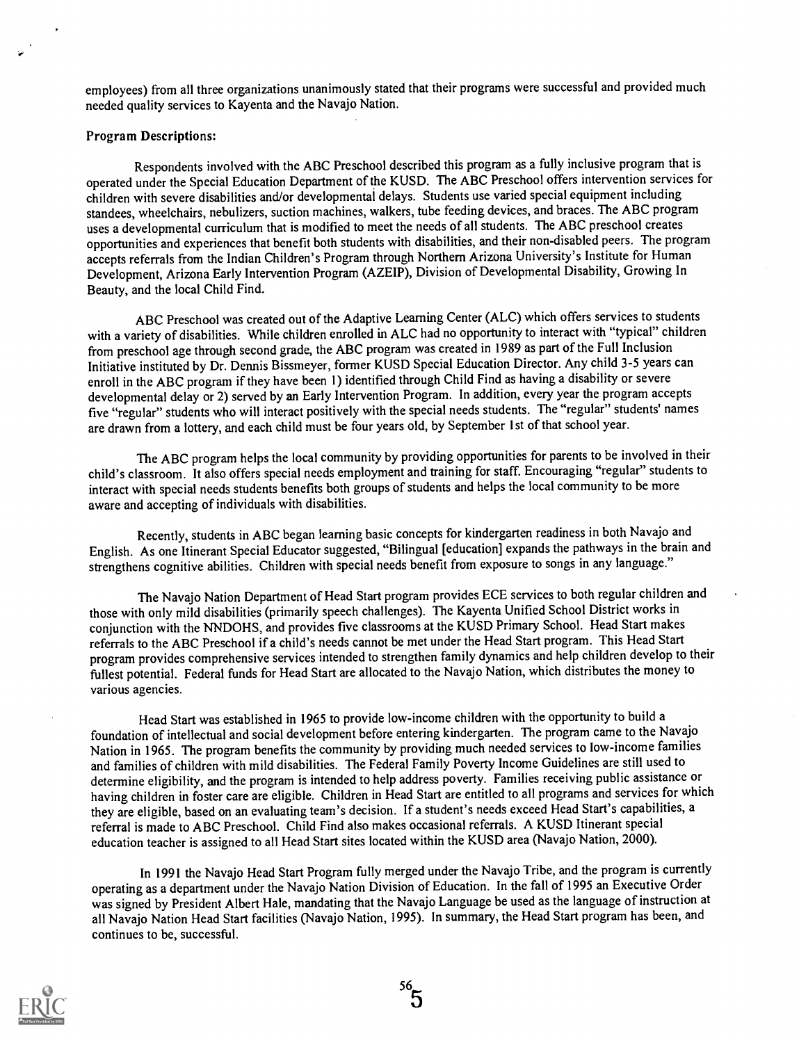employees) from all three organizations unanimously stated that their programs were successful and provided much needed quality services to Kayenta and the Navajo Nation.

**Program Descriptions:**

Respondents involved with the ABC Preschool described this program as a fully inclusive program that is operated under the Special Education Department of the KUSD. The ABC Preschool offers intervention services for children with severe disabilities and/or developmental delays. Students use varied special equipment including standees, wheelchairs, nebulizers, suction machines, walkers, tube feeding devices, and braces. The ABC program uses a developmental curriculum that is modified to meet the needs of all students. The ABC preschool creates opportunities and experiences that benefit both students with disabilities, and their non-disabled peers. The program accepts referrals from the Indian Children's Program through Northern Arizona University's Institute for Human Development, Arizona Early Intervention Program (AZEIP), Division of Developmental Disability, Growing In Beauty, and the local Child Find.

ABC Preschool was created out of the Adaptive Learning Center (ALC) which offers services to students with a variety of disabilities. While children enrolled in ALC had no opportunity to interact with "typical" children from preschool age through second grade, the ABC program was created in 1989 as part of the Full Inclusion Initiative instituted by Dr. Dennis Bissmeyer, former KUSD Special Education Director. Any child 3-5 years can enroll in the ABC program if they have been 1) identified through Child Find as having a disability or severe developmental delay or 2) served by an Early Intervention Program. In addition, every year the program accepts five "regular" students who will interact positively with the special needs students. The "regular" students' names are drawn from a lottery, and each child must be four years old, by September 1st of that school year.

The ABC program helps the local community by providing opportunities for parents to be involved in their child's classroom. It also offers special needs employment and training for staff. Encouraging "regular" students to interact with special needs students benefits both groups of students and helps the local community to be more aware and accepting of individuals with disabilities.

Recently, students in ABC began learning basic concepts for kindergarten readiness in both Navajo and English. As one Itinerant Special Educator suggested, "Bilingual [education] expands the pathways in the brain and strengthens cognitive abilities. Children with special needs benefit from exposure to songs in any language."

The Navajo Nation Department of Head Start program provides ECE services to both regular children and those with only mild disabilities (primarily speech challenges). The Kayenta Unified School District works in conjunction with the NNDOHS, and provides five classrooms at the KUSD Primary School. Head Start makes referrals to the ABC Preschool if a child's needs cannot be met under the Head Start program. This Head Start program provides comprehensive services intended to strengthen family dynamics and help children develop to their fullest potential. Federal funds for Head Start are allocated to the Navajo Nation, which distributes the money to various agencies.

Head Start was established in 1965 to provide low-income children with the opportunity to build a foundation of intellectual and social development before entering kindergarten. The program came to the Navajo Nation in 1965. The program benefits the community by providing much needed services to low-income families and families of children with mild disabilities. The Federal Family Poverty Income Guidelines are still used to determine eligibility, and the program is intended to help address poverty. Families receiving public assistance or having children in foster care are eligible. Children in Head Start are entitled to all programs and services for which they are eligible, based on an evaluating team's decision. If a student's needs exceed Head Start's capabilities, a referral is made to ABC Preschool. Child Find also makes occasional referrals. A KUSD Itinerant special education teacher is assigned to all Head Start sites located within the KUSD area (Navajo Nation, 2000).

In 1991 the Navajo Head Start Program fully merged under the Navajo Tribe, and the program is currently operating as a department under the Navajo Nation Division of Education. In the fall of 1995 an Executive Order was signed by President Albert Hale, mandating that the Navajo Language be used as the language of instruction at all Navajo Nation Head Start facilities (Navajo Nation, 1995). In summary, the Head Start program has been, and continues to be, successful.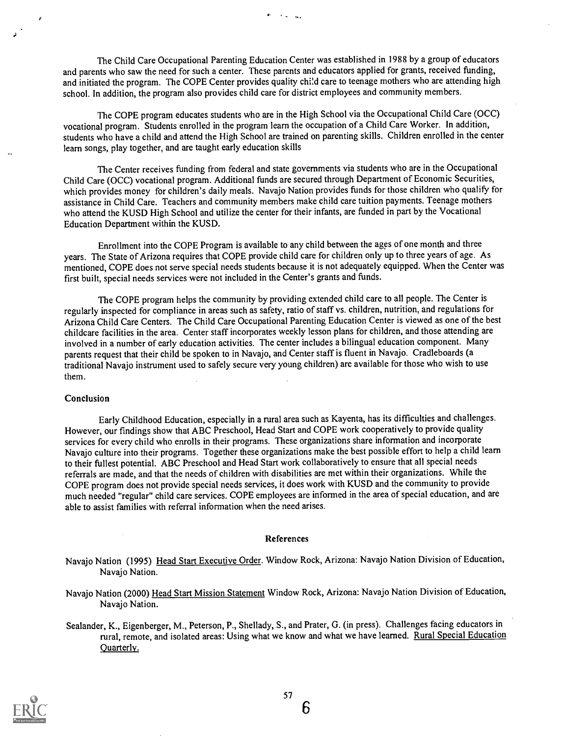The Child Care Occupational Parenting Education Center was established in 1988 by a group of educators and parents who saw the need for such a center. These parents and educators applied for grants, received funding, and initiated the program. The COPE Center provides quality child care to teenage mothers who are attending high school. In addition, the program also provides child care for district employees and community members.

The COPE program educates students who are in the High School via the Occupational Child Care (OCC) vocational program. Students enrolled in the program learn the occupation of a Child Care Worker. In addition, students who have a child and attend the High School are trained on parenting skills. Children enrolled in the center learn songs, play together, and are taught early education skills

The Center receives funding from federal and state governments via students who are in the Occupational Child Care (OCC) vocational program. Additional funds are secured through Department of Economic Securities, which provides money for children's daily meals. Navajo Nation provides funds for those children who qualify for assistance in Child Care. Teachers and community members make child care tuition payments. Teenage mothers who attend the KUSD High School and utilize the center for their infants, are funded in part by the Vocational Education Department within the KUSD.

Enrollment into the COPE Program is available to any child between the ages of one month and three years. The State of Arizona requires that COPE provide child care for children only up to three years of age. As mentioned, COPE does not serve special needs students because it is not adequately equipped. When the Center was first built, special needs services were not included in the Center's grants and funds.

The COPE program helps the community by providing extended child care to all people. The Center is regularly inspected for compliance in areas such as safety, ratio of staff vs. children, nutrition, and regulations for Arizona Child Care Centers. The Child Care Occupational Parenting Education Center is viewed as one of the best childcare facilities in the area. Center staff incorporates weekly lesson plans for children, and those attending are involved in a number of early education activities. The center includes a bilingual education component. Many parents request that their child be spoken to in Navajo, and Center staff is fluent in Navajo. Cradleboards (a traditional Navajo instrument used to safely secure very young children) are available for those who wish to use them.

## Conclusion

Early Childhood Education, especially in a rural area such as Kayenta, has its difficulties and challenges. However, our findings show that ABC Preschool, Head Start and COPE work cooperatively to provide quality services for every child who enrolls in their programs. These organizations share information and incorporate Navajo culture into their programs. Together these organizations make the best possible effort to help a child learn to their fullest potential. ABC Preschool and Head Start work collaboratively to ensure that all special needs referrals are made, and that the needs of children with disabilities are met within their organizations. While the COPE program does not provide special needs services, it does work with KUSD and the community to provide much needed "regular" child care services. COPE employees are informed in the area of special education, and are able to assist families with referral information when the need arises.

## References

Navajo Nation (1995) Head Start Executive Order. Window Rock, Arizona: Navajo Nation Division of Education, Navajo Nation.

Navajo Nation (2000) Head Start Mission Statement Window Rock, Arizona: Navajo Nation Division of Education, Navajo Nation.

Sealander, K., Eigenberger, M., Peterson, P., Shellady, S., and Prater, G. (in press). Challenges facing educators in rural, remote, and isolated areas: Using what we know and what we have learned. Rural Special Education Quarterly.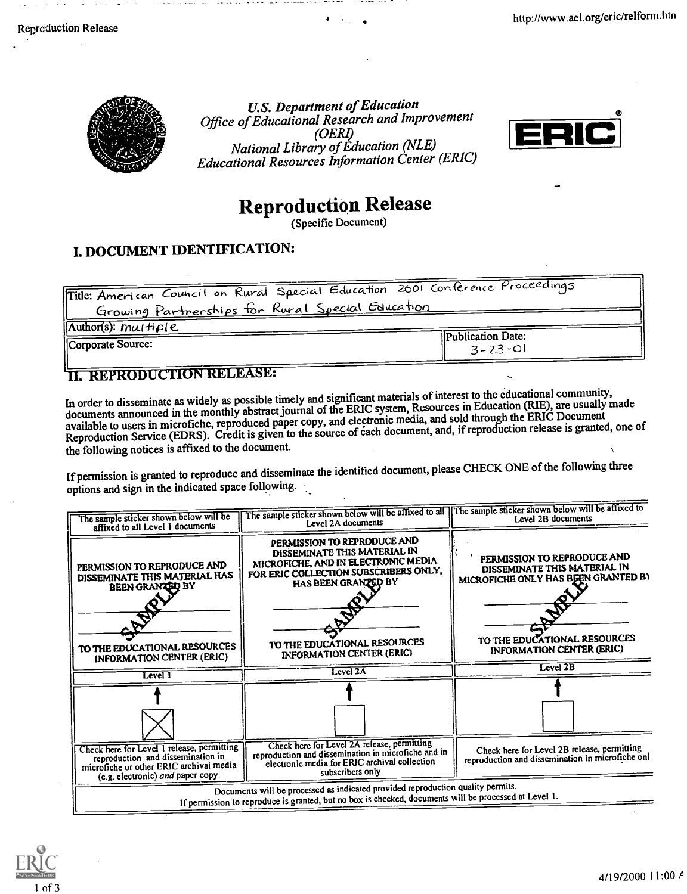U.S. Department of Education
*Office of Educational Research and Improvement (OERI)*
*National Library of Education (NLE)*
*Educational Resources Information Center (ERIC)*

# Reproduction Release

(Specific Document)

## I. DOCUMENT IDENTIFICATION:

| | |
|---|---|
| Title: American Council on Rural Special Education 2001 Conference Proceedings Growing Partnerships for Rural Special Education | |
| Author(s): multiple | |
| Corporate Source: | Publication Date: 3-23-01 |

## II. REPRODUCTION RELEASE:

In order to disseminate as widely as possible timely and significant materials of interest to the educational community, documents announced in the monthly abstract journal of the ERIC system, Resources in Education (RIE), are usually made available to users in microfiche, reproduced paper copy, and electronic media, and sold through the ERIC Document Reproduction Service (EDRS). Credit is given to the source of each document, and, if reproduction release is granted, one of the following notices is affixed to the document.

If permission is granted to reproduce and disseminate the identified document, please CHECK ONE of the following three options and sign in the indicated space following.

| The sample sticker shown below will be affixed to all Level 1 documents | The sample sticker shown below will be affixed to all Level 2A documents | The sample sticker shown below will be affixed to Level 2B documents |
|---|---|---|
| PERMISSION TO REPRODUCE AND DISSEMINATE THIS MATERIAL HAS BEEN GRANTED BY SAMPLE TO THE EDUCATIONAL RESOURCES INFORMATION CENTER (ERIC) | PERMISSION TO REPRODUCE AND DISSEMINATE THIS MATERIAL IN MICROFICHE, AND IN ELECTRONIC MEDIA FOR ERIC COLLECTION SUBSCRIBERS ONLY, HAS BEEN GRANTED BY SAMPLE TO THE EDUCATIONAL RESOURCES INFORMATION CENTER (ERIC) | PERMISSION TO REPRODUCE AND DISSEMINATE THIS MATERIAL IN MICROFICHE ONLY HAS BEEN GRANTED BY SAMPLE TO THE EDUCATIONAL RESOURCES INFORMATION CENTER (ERIC) |
| Level 1 | Level 2A | Level 2B |
| [X] | [ ] | [ ] |
| Check here for Level 1 release, permitting reproduction and dissemination in microfiche or other ERIC archival media (e.g. electronic) *and* paper copy. | Check here for Level 2A release, permitting reproduction and dissemination in microfiche and in electronic media for ERIC archival collection subscribers only | Check here for Level 2B release, permitting reproduction and dissemination in microfiche onl |

Documents will be processed as indicated provided reproduction quality permits.
If permission to reproduce is granted, but no box is checked, documents will be processed at Level 1.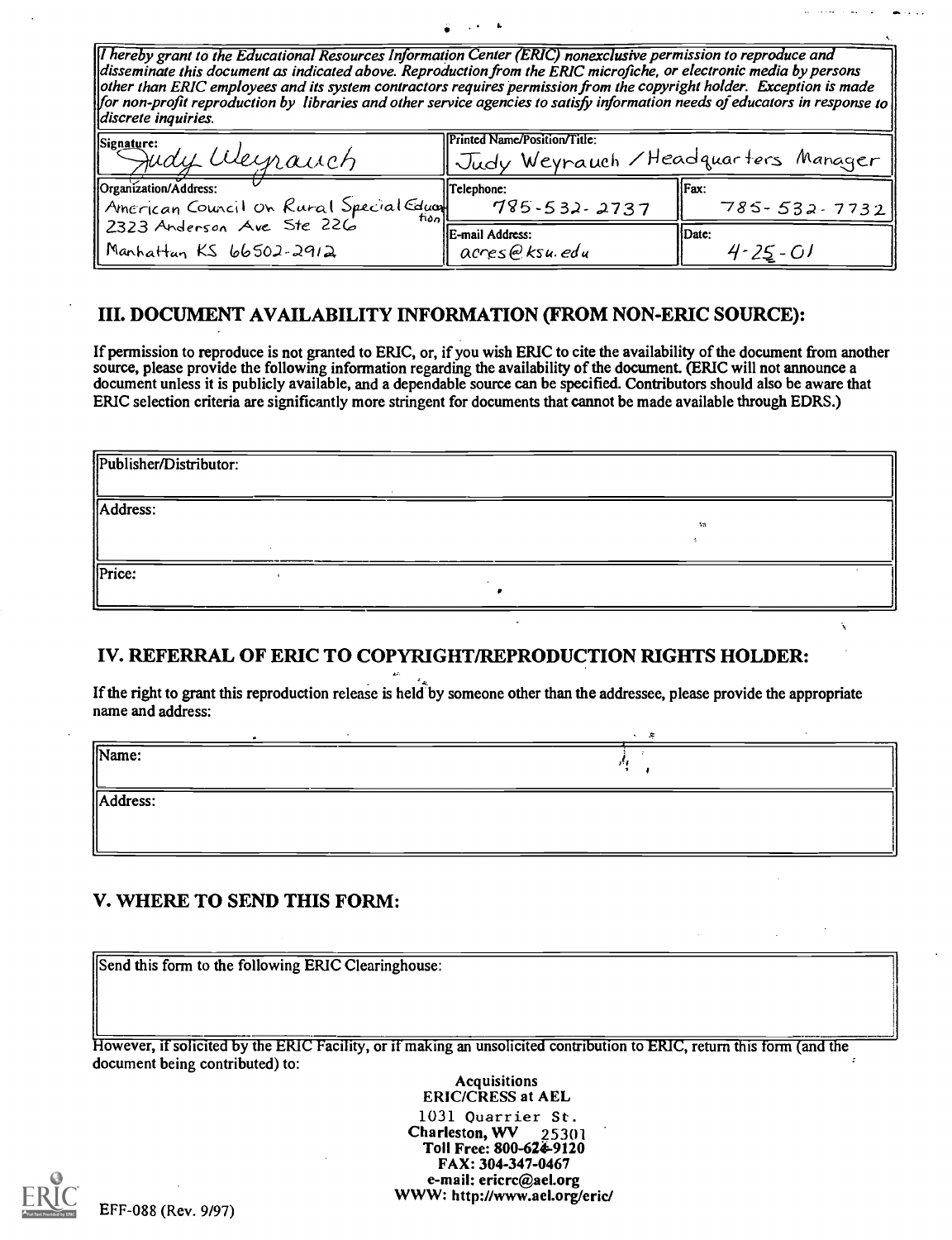*I hereby grant to the Educational Resources Information Center (ERIC) nonexclusive permission to reproduce and disseminate this document as indicated above. Reproduction from the ERIC microfiche, or electronic media by persons other than ERIC employees and its system contractors requires permission from the copyright holder. Exception is made for non-profit reproduction by libraries and other service agencies to satisfy information needs of educators in response to discrete inquiries.*

| | | |
|---|---|---|
| Signature: Judy Weyrauch | Printed Name/Position/Title: Judy Weyrauch / Headquarters Manager | |
| Organization/Address: American Council on Rural Special Education 2323 Anderson Ave Ste 226 Manhattan KS 66502-2912 | Telephone: 785-532-2737 | Fax: 785-532-7732 |
| | E-mail Address: acres@ksu.edu | Date: 4-25-01 |

## III. DOCUMENT AVAILABILITY INFORMATION (FROM NON-ERIC SOURCE):

If permission to reproduce is not granted to ERIC, or, if you wish ERIC to cite the availability of the document from another source, please provide the following information regarding the availability of the document. (ERIC will not announce a document unless it is publicly available, and a dependable source can be specified. Contributors should also be aware that ERIC selection criteria are significantly more stringent for documents that cannot be made available through EDRS.)

| | |
|---|---|
| Publisher/Distributor: | |
| Address: | |
| Price: | |

## IV. REFERRAL OF ERIC TO COPYRIGHT/REPRODUCTION RIGHTS HOLDER:

If the right to grant this reproduction release is held by someone other than the addressee, please provide the appropriate name and address:

| | |
|---|---|
| Name: | |
| Address: | |

## V. WHERE TO SEND THIS FORM:

| |
|---|
| Send this form to the following ERIC Clearinghouse: |

However, if solicited by the ERIC Facility, or if making an unsolicited contribution to ERIC, return this form (and the document being contributed) to:

Acquisitions
ERIC/CRESS at AEL
1031 Quarrier St.
Charleston, WV 25301
Toll Free: 800-624-9120
FAX: 304-347-0467
e-mail: ericrc@ael.org
WWW: http://www.ael.org/eric/

EFF-088 (Rev. 9/97)